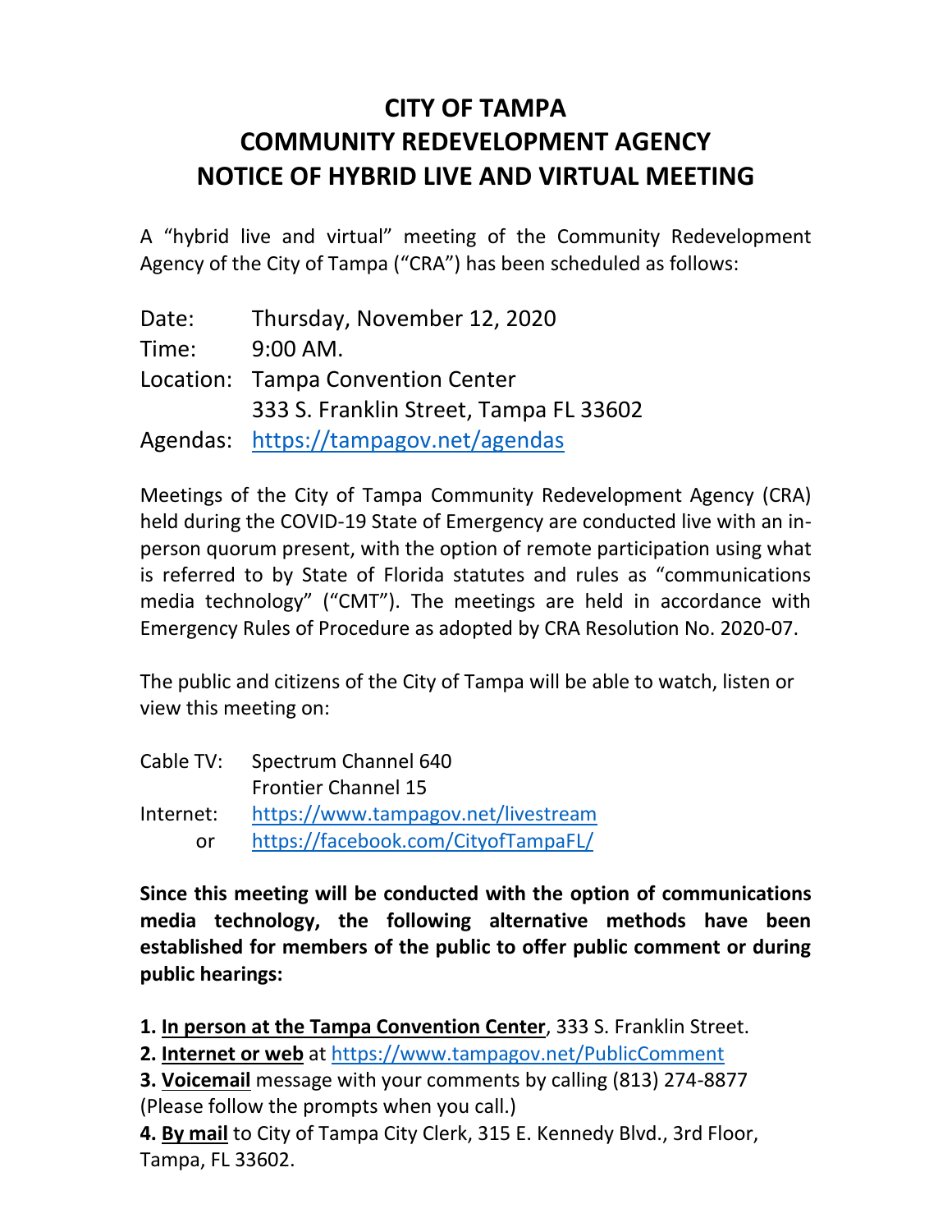# CITY OF TAMPA
# COMMUNITY REDEVELOPMENT AGENCY
# NOTICE OF HYBRID LIVE AND VIRTUAL MEETING

A "hybrid live and virtual" meeting of the Community Redevelopment Agency of the City of Tampa ("CRA") has been scheduled as follows:

Date: Thursday, November 12, 2020
Time: 9:00 AM.
Location: Tampa Convention Center
333 S. Franklin Street, Tampa FL 33602
Agendas: https://tampagov.net/agendas

Meetings of the City of Tampa Community Redevelopment Agency (CRA) held during the COVID-19 State of Emergency are conducted live with an in-person quorum present, with the option of remote participation using what is referred to by State of Florida statutes and rules as "communications media technology" ("CMT"). The meetings are held in accordance with Emergency Rules of Procedure as adopted by CRA Resolution No. 2020-07.

The public and citizens of the City of Tampa will be able to watch, listen or view this meeting on:

Cable TV: Spectrum Channel 640
Frontier Channel 15
Internet: https://www.tampagov.net/livestream
or https://facebook.com/CityofTampaFL/

**Since this meeting will be conducted with the option of communications media technology, the following alternative methods have been established for members of the public to offer public comment or during public hearings:**

**1. In person at the Tampa Convention Center**, 333 S. Franklin Street.
**2. Internet or web** at https://www.tampagov.net/PublicComment
**3. Voicemail** message with your comments by calling (813) 274-8877 (Please follow the prompts when you call.)
**4. By mail** to City of Tampa City Clerk, 315 E. Kennedy Blvd., 3rd Floor, Tampa, FL 33602.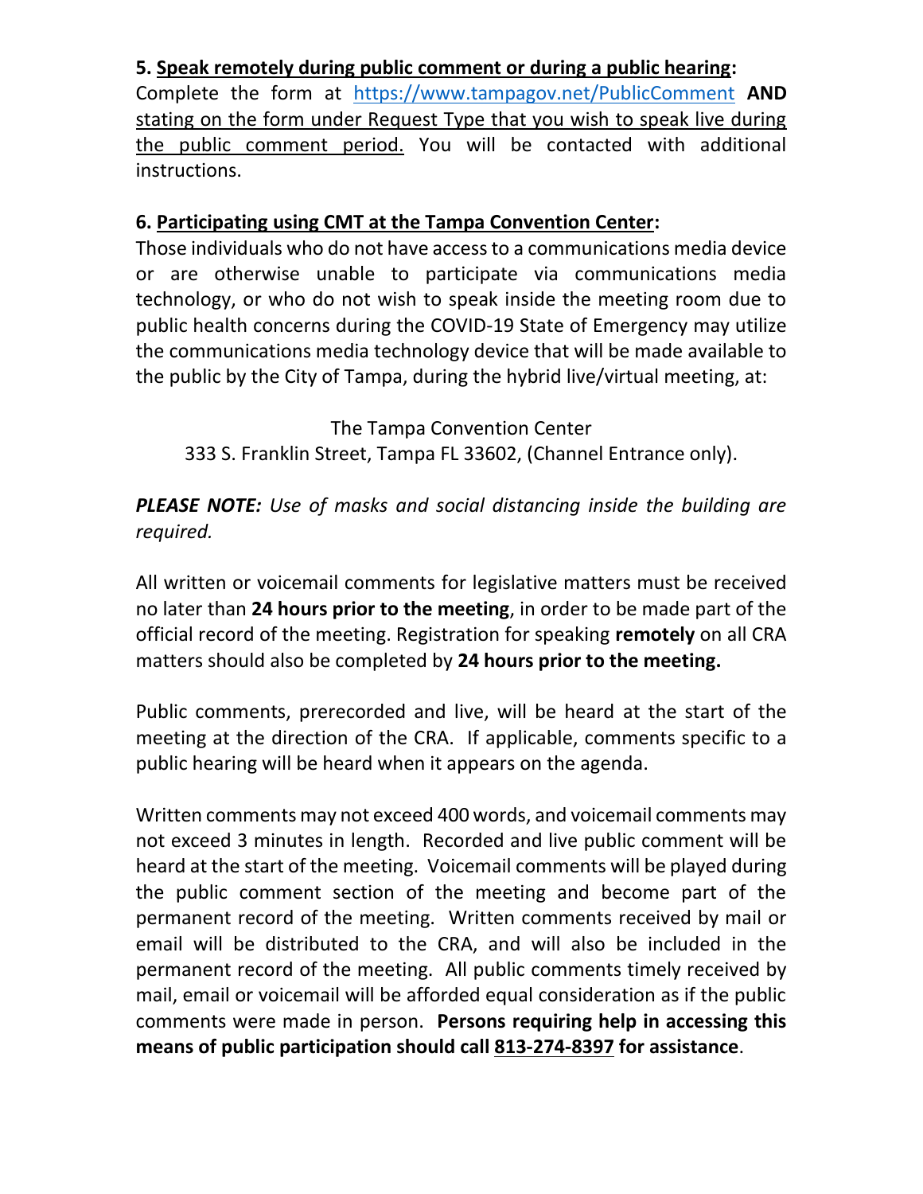**5. <u>Speak remotely during public comment or during a public hearing</u>:**
Complete the form at https://www.tampagov.net/PublicComment **AND** <u>stating on the form under Request Type that you wish to speak live during the public comment period.</u> You will be contacted with additional instructions.

**6. <u>Participating using CMT at the Tampa Convention Center</u>:**
Those individuals who do not have access to a communications media device or are otherwise unable to participate via communications media technology, or who do not wish to speak inside the meeting room due to public health concerns during the COVID-19 State of Emergency may utilize the communications media technology device that will be made available to the public by the City of Tampa, during the hybrid live/virtual meeting, at:

The Tampa Convention Center
333 S. Franklin Street, Tampa FL 33602, (Channel Entrance only).

***PLEASE NOTE:*** *Use of masks and social distancing inside the building are required.*

All written or voicemail comments for legislative matters must be received no later than **24 hours prior to the meeting**, in order to be made part of the official record of the meeting. Registration for speaking **remotely** on all CRA matters should also be completed by **24 hours prior to the meeting.**

Public comments, prerecorded and live, will be heard at the start of the meeting at the direction of the CRA. If applicable, comments specific to a public hearing will be heard when it appears on the agenda.

Written comments may not exceed 400 words, and voicemail comments may not exceed 3 minutes in length. Recorded and live public comment will be heard at the start of the meeting. Voicemail comments will be played during the public comment section of the meeting and become part of the permanent record of the meeting. Written comments received by mail or email will be distributed to the CRA, and will also be included in the permanent record of the meeting. All public comments timely received by mail, email or voicemail will be afforded equal consideration as if the public comments were made in person. **Persons requiring help in accessing this means of public participation should call <u>813-274-8397</u> for assistance**.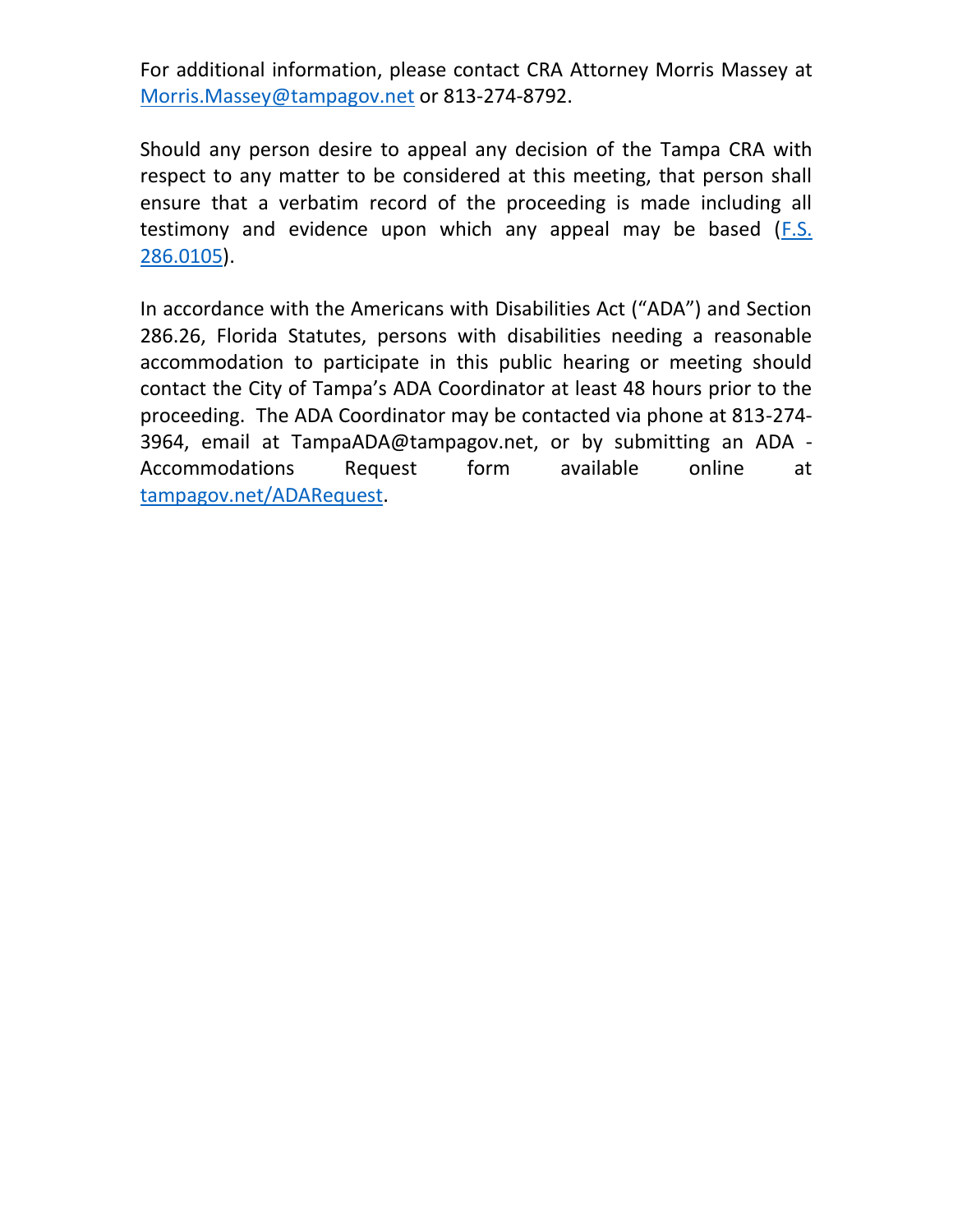For additional information, please contact CRA Attorney Morris Massey at Morris.Massey@tampagov.net or 813-274-8792.

Should any person desire to appeal any decision of the Tampa CRA with respect to any matter to be considered at this meeting, that person shall ensure that a verbatim record of the proceeding is made including all testimony and evidence upon which any appeal may be based (F.S. 286.0105).

In accordance with the Americans with Disabilities Act ("ADA") and Section 286.26, Florida Statutes, persons with disabilities needing a reasonable accommodation to participate in this public hearing or meeting should contact the City of Tampa's ADA Coordinator at least 48 hours prior to the proceeding. The ADA Coordinator may be contacted via phone at 813-274-3964, email at TampaADA@tampagov.net, or by submitting an ADA - Accommodations Request form available online at tampagov.net/ADARequest.